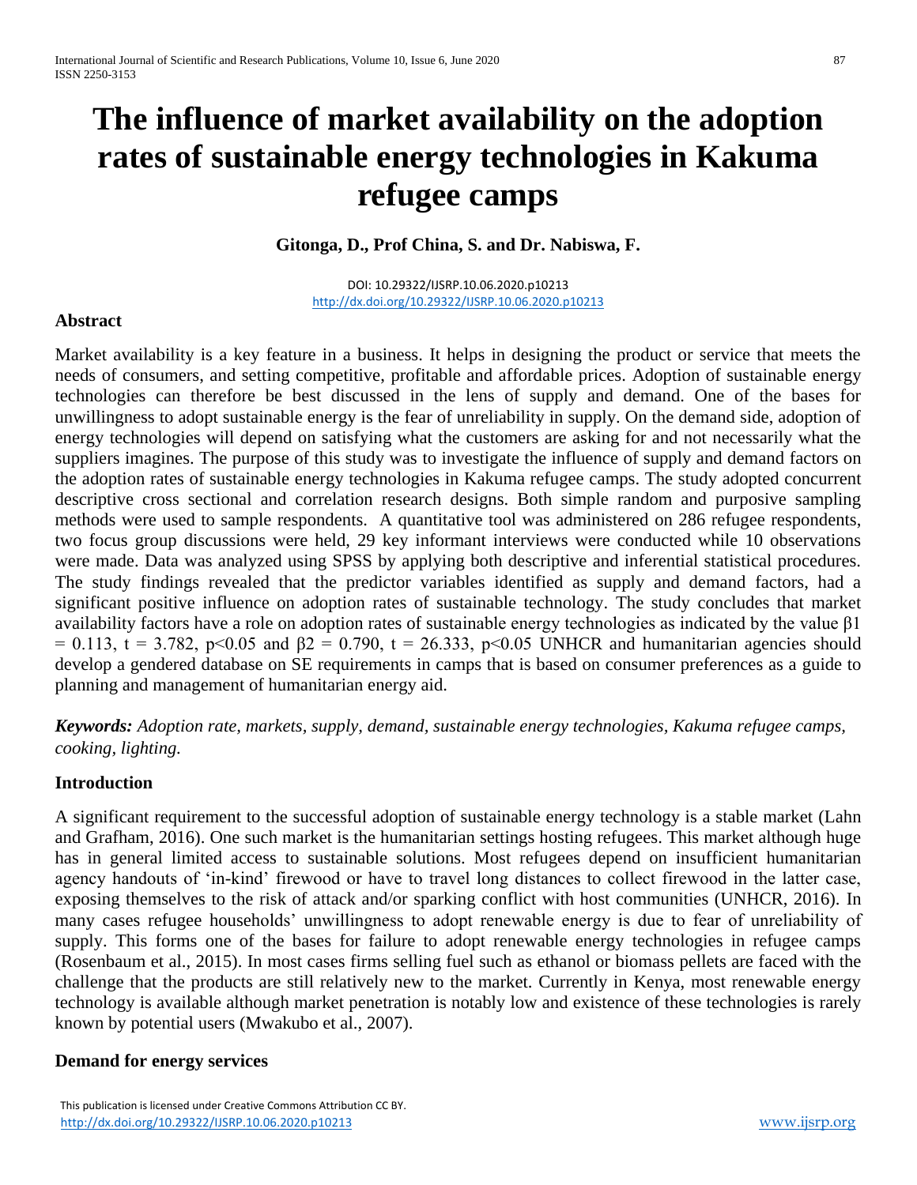# The influence of market availability on the adoption rates of sustainable energy technologies in Kakuma refugee camps

**Gitonga, D., Prof China, S. and Dr. Nabiswa, F.**

DOI: 10.29322/IJSRP.10.06.2020.p10213
http://dx.doi.org/10.29322/IJSRP.10.06.2020.p10213

## Abstract

Market availability is a key feature in a business. It helps in designing the product or service that meets the needs of consumers, and setting competitive, profitable and affordable prices. Adoption of sustainable energy technologies can therefore be best discussed in the lens of supply and demand. One of the bases for unwillingness to adopt sustainable energy is the fear of unreliability in supply. On the demand side, adoption of energy technologies will depend on satisfying what the customers are asking for and not necessarily what the suppliers imagines. The purpose of this study was to investigate the influence of supply and demand factors on the adoption rates of sustainable energy technologies in Kakuma refugee camps. The study adopted concurrent descriptive cross sectional and correlation research designs. Both simple random and purposive sampling methods were used to sample respondents. A quantitative tool was administered on 286 refugee respondents, two focus group discussions were held, 29 key informant interviews were conducted while 10 observations were made. Data was analyzed using SPSS by applying both descriptive and inferential statistical procedures. The study findings revealed that the predictor variables identified as supply and demand factors, had a significant positive influence on adoption rates of sustainable technology. The study concludes that market availability factors have a role on adoption rates of sustainable energy technologies as indicated by the value $\beta1 = 0.113$, $t = 3.782$, $p<0.05$ and $\beta2 = 0.790$, $t = 26.333$, $p<0.05$ UNHCR and humanitarian agencies should develop a gendered database on SE requirements in camps that is based on consumer preferences as a guide to planning and management of humanitarian energy aid.

***Keywords:** Adoption rate, markets, supply, demand, sustainable energy technologies, Kakuma refugee camps, cooking, lighting.*

## Introduction

A significant requirement to the successful adoption of sustainable energy technology is a stable market (Lahn and Grafham, 2016). One such market is the humanitarian settings hosting refugees. This market although huge has in general limited access to sustainable solutions. Most refugees depend on insufficient humanitarian agency handouts of 'in-kind' firewood or have to travel long distances to collect firewood in the latter case, exposing themselves to the risk of attack and/or sparking conflict with host communities (UNHCR, 2016). In many cases refugee households' unwillingness to adopt renewable energy is due to fear of unreliability of supply. This forms one of the bases for failure to adopt renewable energy technologies in refugee camps (Rosenbaum et al., 2015). In most cases firms selling fuel such as ethanol or biomass pellets are faced with the challenge that the products are still relatively new to the market. Currently in Kenya, most renewable energy technology is available although market penetration is notably low and existence of these technologies is rarely known by potential users (Mwakubo et al., 2007).

## Demand for energy services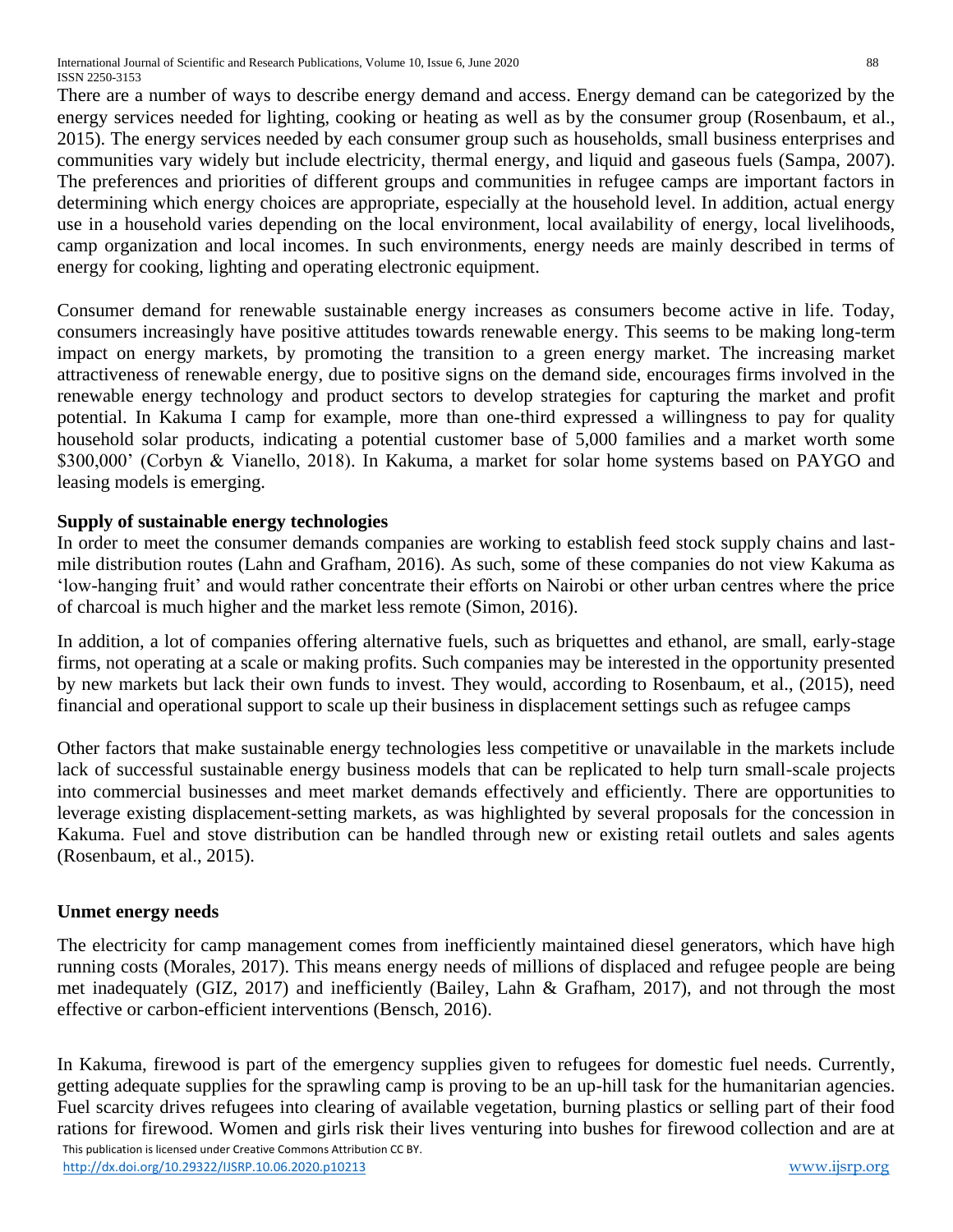There are a number of ways to describe energy demand and access. Energy demand can be categorized by the energy services needed for lighting, cooking or heating as well as by the consumer group (Rosenbaum, et al., 2015). The energy services needed by each consumer group such as households, small business enterprises and communities vary widely but include electricity, thermal energy, and liquid and gaseous fuels (Sampa, 2007). The preferences and priorities of different groups and communities in refugee camps are important factors in determining which energy choices are appropriate, especially at the household level. In addition, actual energy use in a household varies depending on the local environment, local availability of energy, local livelihoods, camp organization and local incomes. In such environments, energy needs are mainly described in terms of energy for cooking, lighting and operating electronic equipment.

Consumer demand for renewable sustainable energy increases as consumers become active in life. Today, consumers increasingly have positive attitudes towards renewable energy. This seems to be making long-term impact on energy markets, by promoting the transition to a green energy market. The increasing market attractiveness of renewable energy, due to positive signs on the demand side, encourages firms involved in the renewable energy technology and product sectors to develop strategies for capturing the market and profit potential. In Kakuma I camp for example, more than one-third expressed a willingness to pay for quality household solar products, indicating a potential customer base of 5,000 families and a market worth some $300,000' (Corbyn & Vianello, 2018). In Kakuma, a market for solar home systems based on PAYGO and leasing models is emerging.

**Supply of sustainable energy technologies**

In order to meet the consumer demands companies are working to establish feed stock supply chains and last-mile distribution routes (Lahn and Grafham, 2016). As such, some of these companies do not view Kakuma as 'low-hanging fruit' and would rather concentrate their efforts on Nairobi or other urban centres where the price of charcoal is much higher and the market less remote (Simon, 2016).

In addition, a lot of companies offering alternative fuels, such as briquettes and ethanol, are small, early-stage firms, not operating at a scale or making profits. Such companies may be interested in the opportunity presented by new markets but lack their own funds to invest. They would, according to Rosenbaum, et al., (2015), need financial and operational support to scale up their business in displacement settings such as refugee camps

Other factors that make sustainable energy technologies less competitive or unavailable in the markets include lack of successful sustainable energy business models that can be replicated to help turn small-scale projects into commercial businesses and meet market demands effectively and efficiently. There are opportunities to leverage existing displacement-setting markets, as was highlighted by several proposals for the concession in Kakuma. Fuel and stove distribution can be handled through new or existing retail outlets and sales agents (Rosenbaum, et al., 2015).

**Unmet energy needs**

The electricity for camp management comes from inefficiently maintained diesel generators, which have high running costs (Morales, 2017). This means energy needs of millions of displaced and refugee people are being met inadequately (GIZ, 2017) and inefficiently (Bailey, Lahn & Grafham, 2017), and not through the most effective or carbon-efficient interventions (Bensch, 2016).

In Kakuma, firewood is part of the emergency supplies given to refugees for domestic fuel needs. Currently, getting adequate supplies for the sprawling camp is proving to be an up-hill task for the humanitarian agencies. Fuel scarcity drives refugees into clearing of available vegetation, burning plastics or selling part of their food rations for firewood. Women and girls risk their lives venturing into bushes for firewood collection and are at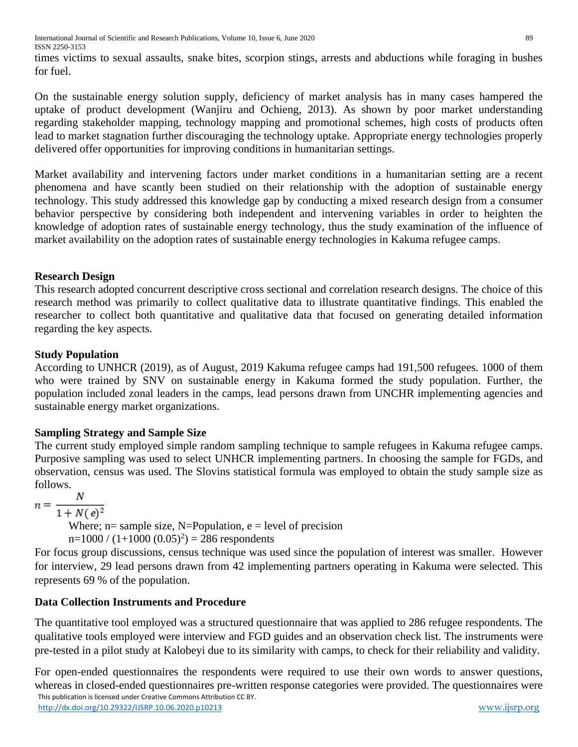times victims to sexual assaults, snake bites, scorpion stings, arrests and abductions while foraging in bushes for fuel.

On the sustainable energy solution supply, deficiency of market analysis has in many cases hampered the uptake of product development (Wanjiru and Ochieng, 2013). As shown by poor market understanding regarding stakeholder mapping, technology mapping and promotional schemes, high costs of products often lead to market stagnation further discouraging the technology uptake. Appropriate energy technologies properly delivered offer opportunities for improving conditions in humanitarian settings.

Market availability and intervening factors under market conditions in a humanitarian setting are a recent phenomena and have scantly been studied on their relationship with the adoption of sustainable energy technology. This study addressed this knowledge gap by conducting a mixed research design from a consumer behavior perspective by considering both independent and intervening variables in order to heighten the knowledge of adoption rates of sustainable energy technology, thus the study examination of the influence of market availability on the adoption rates of sustainable energy technologies in Kakuma refugee camps.

## Research Design

This research adopted concurrent descriptive cross sectional and correlation research designs. The choice of this research method was primarily to collect qualitative data to illustrate quantitative findings. This enabled the researcher to collect both quantitative and qualitative data that focused on generating detailed information regarding the key aspects.

## Study Population

According to UNHCR (2019), as of August, 2019 Kakuma refugee camps had 191,500 refugees. 1000 of them who were trained by SNV on sustainable energy in Kakuma formed the study population. Further, the population included zonal leaders in the camps, lead persons drawn from UNCHR implementing agencies and sustainable energy market organizations.

## Sampling Strategy and Sample Size

The current study employed simple random sampling technique to sample refugees in Kakuma refugee camps. Purposive sampling was used to select UNHCR implementing partners. In choosing the sample for FGDs, and observation, census was used. The Slovins statistical formula was employed to obtain the study sample size as follows.

$$n = \frac{N}{1 + N(e)^2}$$

Where; n= sample size, N=Population, e = level of precision

$n=1000 / (1+1000\ (0.05)^2) = 286$ respondents

For focus group discussions, census technique was used since the population of interest was smaller. However for interview, 29 lead persons drawn from 42 implementing partners operating in Kakuma were selected. This represents 69 % of the population.

## Data Collection Instruments and Procedure

The quantitative tool employed was a structured questionnaire that was applied to 286 refugee respondents. The qualitative tools employed were interview and FGD guides and an observation check list. The instruments were pre-tested in a pilot study at Kalobeyi due to its similarity with camps, to check for their reliability and validity.

For open-ended questionnaires the respondents were required to use their own words to answer questions, whereas in closed-ended questionnaires pre-written response categories were provided. The questionnaires were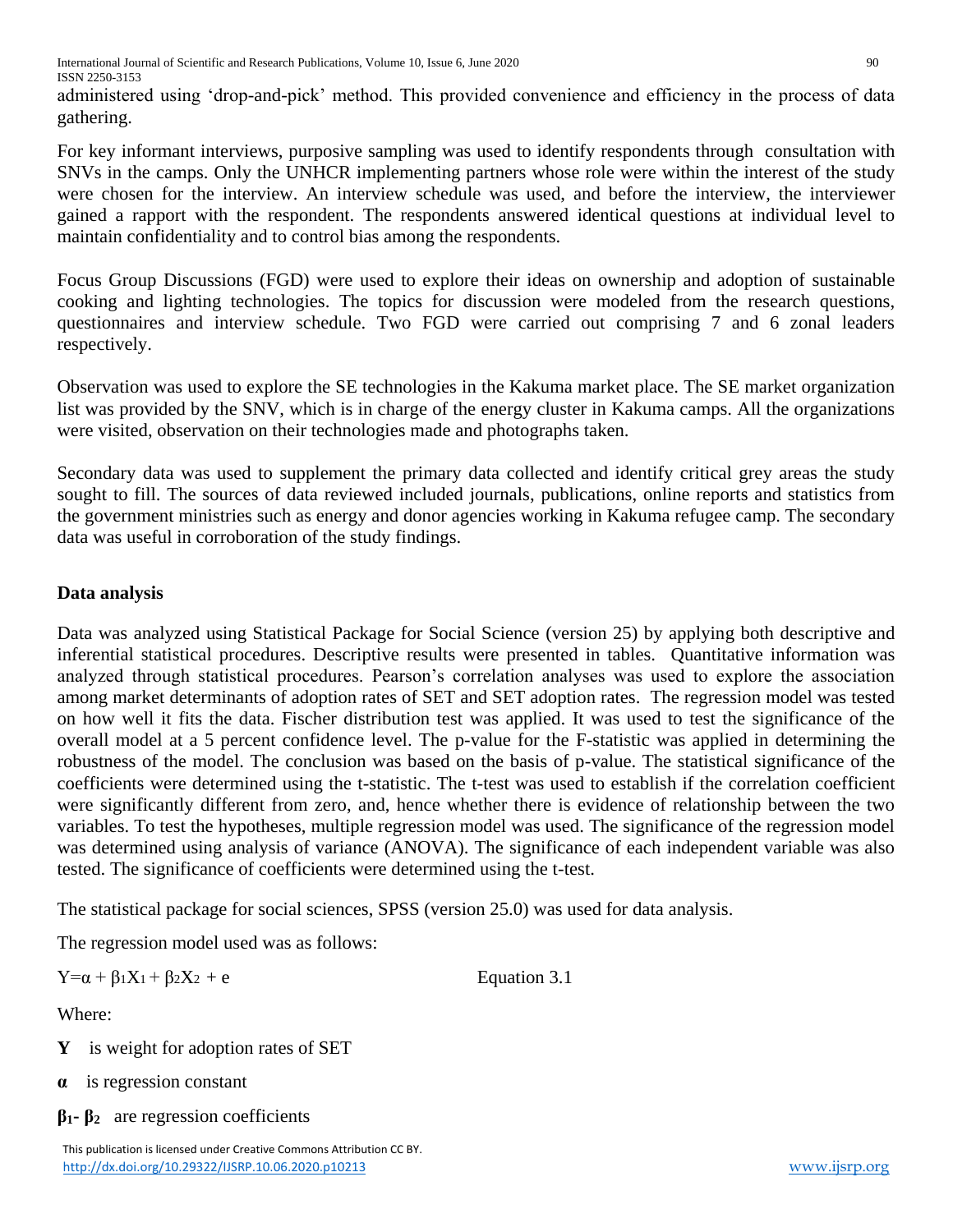administered using 'drop-and-pick' method. This provided convenience and efficiency in the process of data gathering.

For key informant interviews, purposive sampling was used to identify respondents through consultation with SNVs in the camps. Only the UNHCR implementing partners whose role were within the interest of the study were chosen for the interview. An interview schedule was used, and before the interview, the interviewer gained a rapport with the respondent. The respondents answered identical questions at individual level to maintain confidentiality and to control bias among the respondents.

Focus Group Discussions (FGD) were used to explore their ideas on ownership and adoption of sustainable cooking and lighting technologies. The topics for discussion were modeled from the research questions, questionnaires and interview schedule. Two FGD were carried out comprising 7 and 6 zonal leaders respectively.

Observation was used to explore the SE technologies in the Kakuma market place. The SE market organization list was provided by the SNV, which is in charge of the energy cluster in Kakuma camps. All the organizations were visited, observation on their technologies made and photographs taken.

Secondary data was used to supplement the primary data collected and identify critical grey areas the study sought to fill. The sources of data reviewed included journals, publications, online reports and statistics from the government ministries such as energy and donor agencies working in Kakuma refugee camp. The secondary data was useful in corroboration of the study findings.

## Data analysis

Data was analyzed using Statistical Package for Social Science (version 25) by applying both descriptive and inferential statistical procedures. Descriptive results were presented in tables. Quantitative information was analyzed through statistical procedures. Pearson's correlation analyses was used to explore the association among market determinants of adoption rates of SET and SET adoption rates. The regression model was tested on how well it fits the data. Fischer distribution test was applied. It was used to test the significance of the overall model at a 5 percent confidence level. The p-value for the F-statistic was applied in determining the robustness of the model. The conclusion was based on the basis of p-value. The statistical significance of the coefficients were determined using the t-statistic. The t-test was used to establish if the correlation coefficient were significantly different from zero, and, hence whether there is evidence of relationship between the two variables. To test the hypotheses, multiple regression model was used. The significance of the regression model was determined using analysis of variance (ANOVA). The significance of each independent variable was also tested. The significance of coefficients were determined using the t-test.

The statistical package for social sciences, SPSS (version 25.0) was used for data analysis.

The regression model used was as follows:

$$Y = \alpha + \beta_1 X_1 + \beta_2 X_2 + e \qquad \text{Equation 3.1}$$

Where:

**Y** is weight for adoption rates of SET

**α** is regression constant

**$\beta_1$- $\beta_2$** are regression coefficients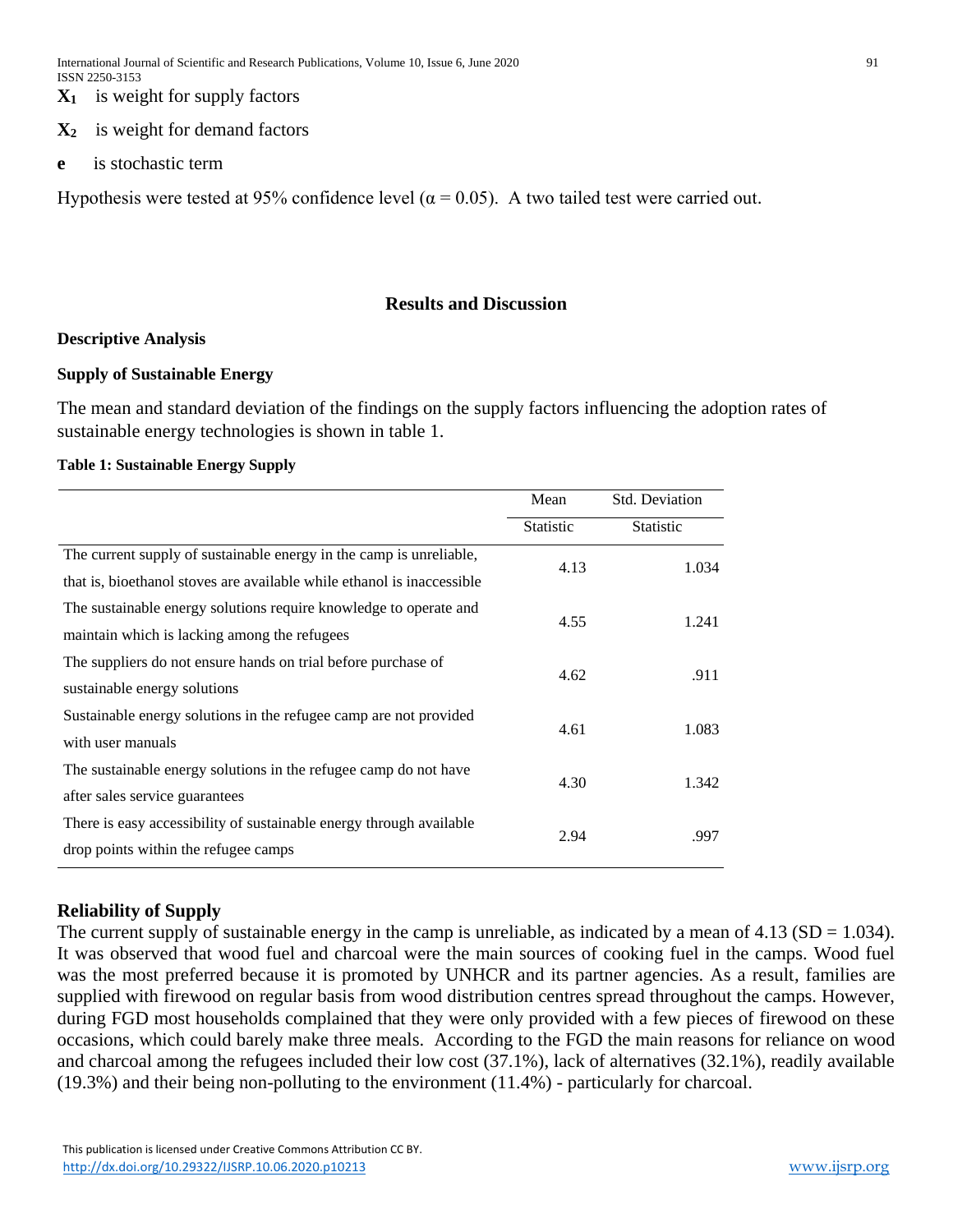$X_1$ is weight for supply factors

$X_2$ is weight for demand factors

**e** is stochastic term

Hypothesis were tested at 95% confidence level ($\alpha = 0.05$). A two tailed test were carried out.

## Results and Discussion

### Descriptive Analysis

### Supply of Sustainable Energy

The mean and standard deviation of the findings on the supply factors influencing the adoption rates of sustainable energy technologies is shown in table 1.

**Table 1: Sustainable Energy Supply**

| | Mean | Std. Deviation |
|---|---|---|
| | Statistic | Statistic |
| The current supply of sustainable energy in the camp is unreliable, that is, bioethanol stoves are available while ethanol is inaccessible | 4.13 | 1.034 |
| The sustainable energy solutions require knowledge to operate and maintain which is lacking among the refugees | 4.55 | 1.241 |
| The suppliers do not ensure hands on trial before purchase of sustainable energy solutions | 4.62 | .911 |
| Sustainable energy solutions in the refugee camp are not provided with user manuals | 4.61 | 1.083 |
| The sustainable energy solutions in the refugee camp do not have after sales service guarantees | 4.30 | 1.342 |
| There is easy accessibility of sustainable energy through available drop points within the refugee camps | 2.94 | .997 |

### Reliability of Supply

The current supply of sustainable energy in the camp is unreliable, as indicated by a mean of 4.13 (SD = 1.034). It was observed that wood fuel and charcoal were the main sources of cooking fuel in the camps. Wood fuel was the most preferred because it is promoted by UNHCR and its partner agencies. As a result, families are supplied with firewood on regular basis from wood distribution centres spread throughout the camps. However, during FGD most households complained that they were only provided with a few pieces of firewood on these occasions, which could barely make three meals. According to the FGD the main reasons for reliance on wood and charcoal among the refugees included their low cost (37.1%), lack of alternatives (32.1%), readily available (19.3%) and their being non-polluting to the environment (11.4%) - particularly for charcoal.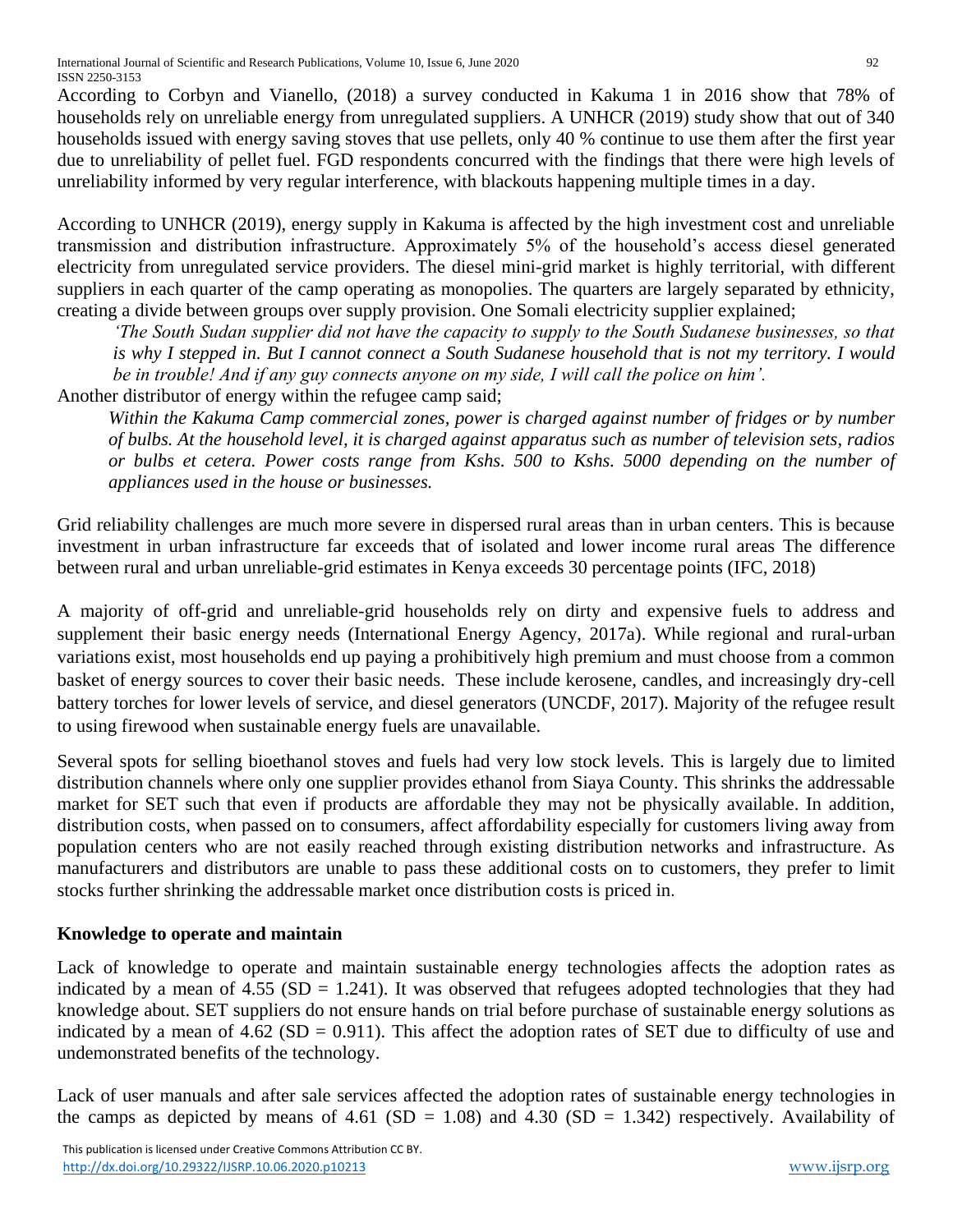According to Corbyn and Vianello, (2018) a survey conducted in Kakuma 1 in 2016 show that 78% of households rely on unreliable energy from unregulated suppliers. A UNHCR (2019) study show that out of 340 households issued with energy saving stoves that use pellets, only 40 % continue to use them after the first year due to unreliability of pellet fuel. FGD respondents concurred with the findings that there were high levels of unreliability informed by very regular interference, with blackouts happening multiple times in a day.

According to UNHCR (2019), energy supply in Kakuma is affected by the high investment cost and unreliable transmission and distribution infrastructure. Approximately 5% of the household's access diesel generated electricity from unregulated service providers. The diesel mini-grid market is highly territorial, with different suppliers in each quarter of the camp operating as monopolies. The quarters are largely separated by ethnicity, creating a divide between groups over supply provision. One Somali electricity supplier explained;

> *'The South Sudan supplier did not have the capacity to supply to the South Sudanese businesses, so that is why I stepped in. But I cannot connect a South Sudanese household that is not my territory. I would be in trouble! And if any guy connects anyone on my side, I will call the police on him'.*

Another distributor of energy within the refugee camp said;

> *Within the Kakuma Camp commercial zones, power is charged against number of fridges or by number of bulbs. At the household level, it is charged against apparatus such as number of television sets, radios or bulbs et cetera. Power costs range from Kshs. 500 to Kshs. 5000 depending on the number of appliances used in the house or businesses.*

Grid reliability challenges are much more severe in dispersed rural areas than in urban centers. This is because investment in urban infrastructure far exceeds that of isolated and lower income rural areas The difference between rural and urban unreliable-grid estimates in Kenya exceeds 30 percentage points (IFC, 2018)

A majority of off-grid and unreliable-grid households rely on dirty and expensive fuels to address and supplement their basic energy needs (International Energy Agency, 2017a). While regional and rural-urban variations exist, most households end up paying a prohibitively high premium and must choose from a common basket of energy sources to cover their basic needs. These include kerosene, candles, and increasingly dry-cell battery torches for lower levels of service, and diesel generators (UNCDF, 2017). Majority of the refugee result to using firewood when sustainable energy fuels are unavailable.

Several spots for selling bioethanol stoves and fuels had very low stock levels. This is largely due to limited distribution channels where only one supplier provides ethanol from Siaya County. This shrinks the addressable market for SET such that even if products are affordable they may not be physically available. In addition, distribution costs, when passed on to consumers, affect affordability especially for customers living away from population centers who are not easily reached through existing distribution networks and infrastructure. As manufacturers and distributors are unable to pass these additional costs on to customers, they prefer to limit stocks further shrinking the addressable market once distribution costs is priced in.

## Knowledge to operate and maintain

Lack of knowledge to operate and maintain sustainable energy technologies affects the adoption rates as indicated by a mean of 4.55 (SD = 1.241). It was observed that refugees adopted technologies that they had knowledge about. SET suppliers do not ensure hands on trial before purchase of sustainable energy solutions as indicated by a mean of 4.62 (SD = 0.911). This affect the adoption rates of SET due to difficulty of use and undemonstrated benefits of the technology.

Lack of user manuals and after sale services affected the adoption rates of sustainable energy technologies in the camps as depicted by means of 4.61 (SD = 1.08) and 4.30 (SD = 1.342) respectively. Availability of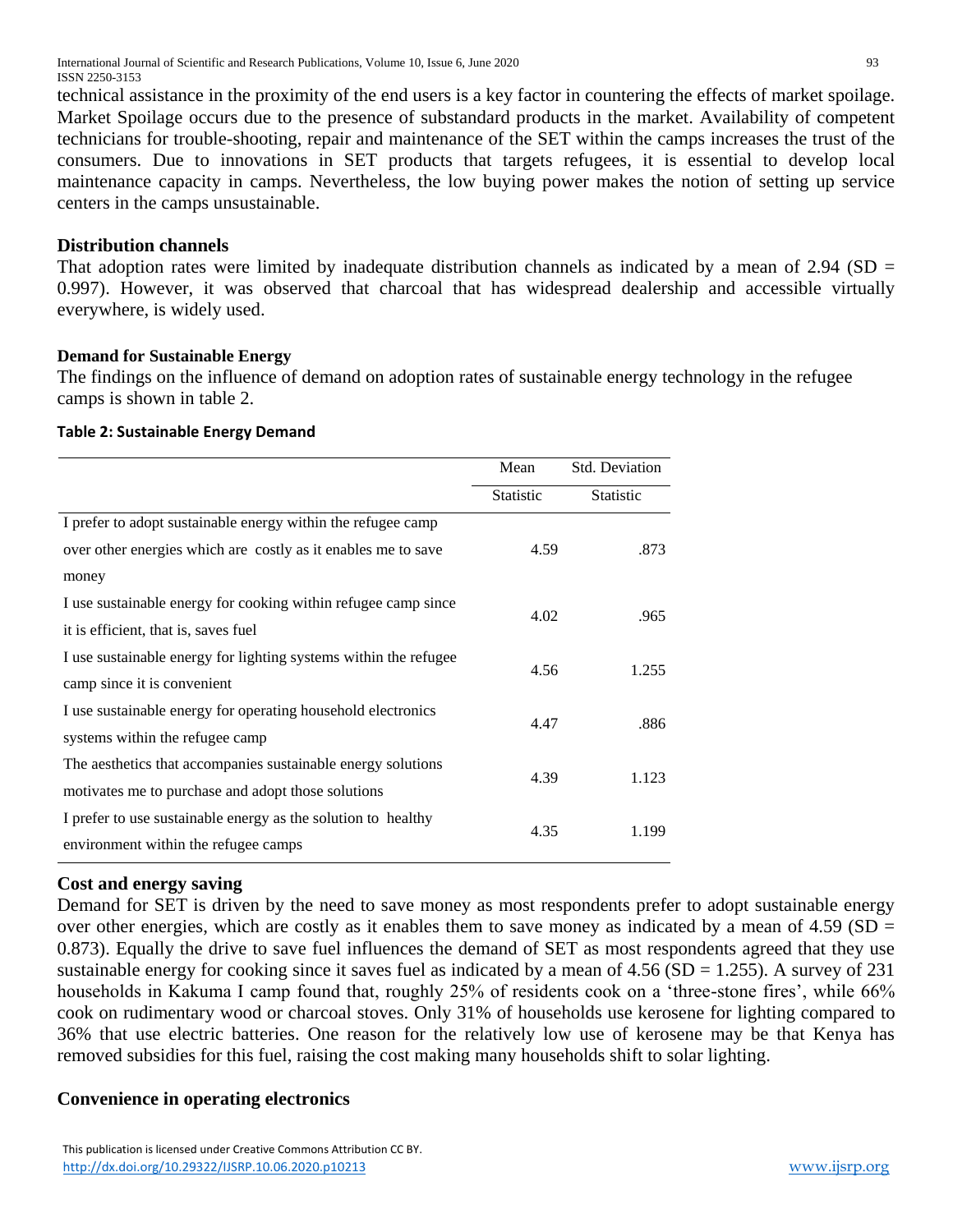technical assistance in the proximity of the end users is a key factor in countering the effects of market spoilage. Market Spoilage occurs due to the presence of substandard products in the market. Availability of competent technicians for trouble-shooting, repair and maintenance of the SET within the camps increases the trust of the consumers. Due to innovations in SET products that targets refugees, it is essential to develop local maintenance capacity in camps. Nevertheless, the low buying power makes the notion of setting up service centers in the camps unsustainable.

## Distribution channels

That adoption rates were limited by inadequate distribution channels as indicated by a mean of 2.94 (SD = 0.997). However, it was observed that charcoal that has widespread dealership and accessible virtually everywhere, is widely used.

### Demand for Sustainable Energy

The findings on the influence of demand on adoption rates of sustainable energy technology in the refugee camps is shown in table 2.

**Table 2: Sustainable Energy Demand**

| | Mean | Std. Deviation |
|---|---|---|
| | Statistic | Statistic |
| I prefer to adopt sustainable energy within the refugee camp over other energies which are costly as it enables me to save money | 4.59 | .873 |
| I use sustainable energy for cooking within refugee camp since it is efficient, that is, saves fuel | 4.02 | .965 |
| I use sustainable energy for lighting systems within the refugee camp since it is convenient | 4.56 | 1.255 |
| I use sustainable energy for operating household electronics systems within the refugee camp | 4.47 | .886 |
| The aesthetics that accompanies sustainable energy solutions motivates me to purchase and adopt those solutions | 4.39 | 1.123 |
| I prefer to use sustainable energy as the solution to healthy environment within the refugee camps | 4.35 | 1.199 |

## Cost and energy saving

Demand for SET is driven by the need to save money as most respondents prefer to adopt sustainable energy over other energies, which are costly as it enables them to save money as indicated by a mean of 4.59 (SD = 0.873). Equally the drive to save fuel influences the demand of SET as most respondents agreed that they use sustainable energy for cooking since it saves fuel as indicated by a mean of 4.56 (SD = 1.255). A survey of 231 households in Kakuma I camp found that, roughly 25% of residents cook on a 'three-stone fires', while 66% cook on rudimentary wood or charcoal stoves. Only 31% of households use kerosene for lighting compared to 36% that use electric batteries. One reason for the relatively low use of kerosene may be that Kenya has removed subsidies for this fuel, raising the cost making many households shift to solar lighting.

## Convenience in operating electronics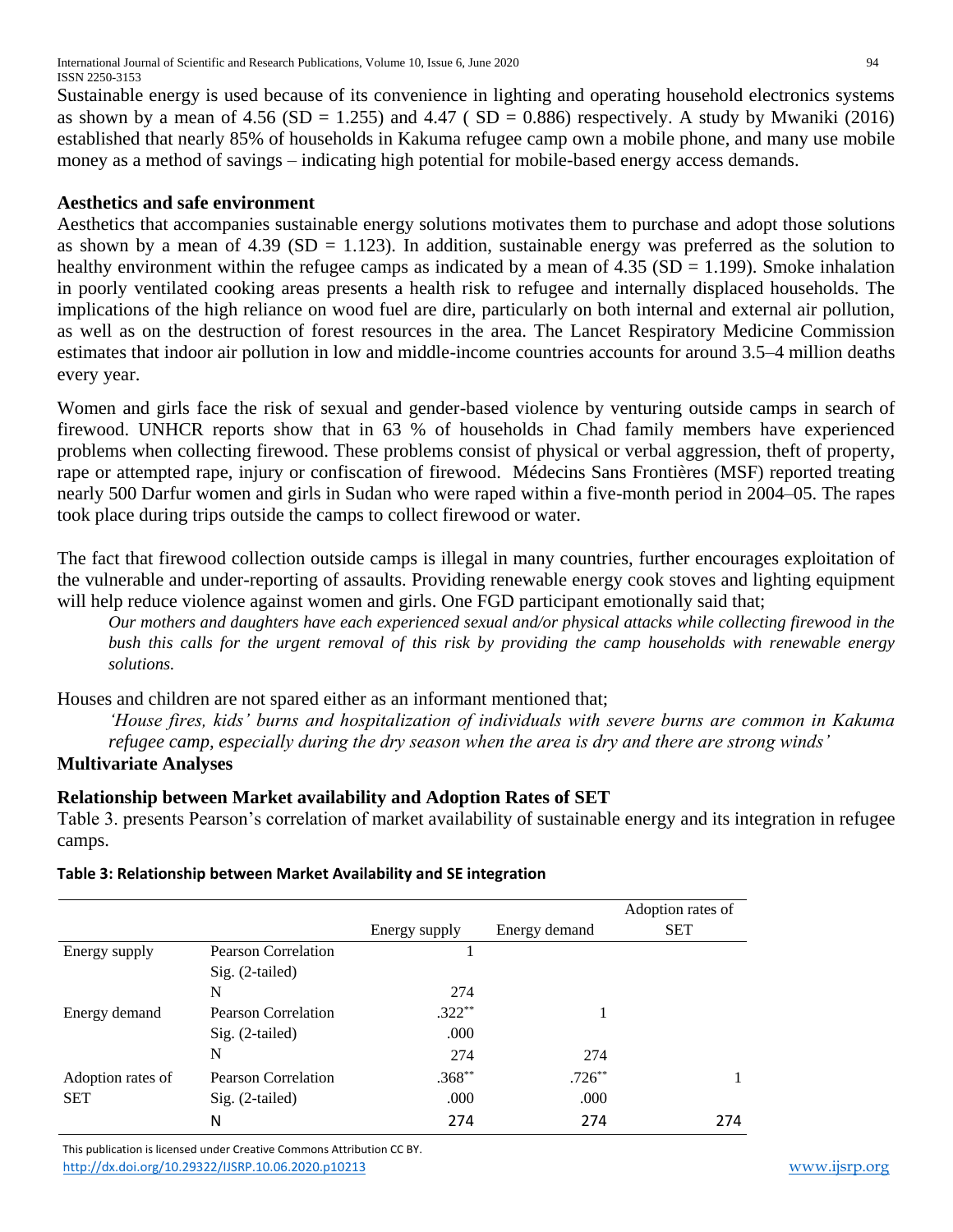Sustainable energy is used because of its convenience in lighting and operating household electronics systems as shown by a mean of 4.56 (SD = 1.255) and 4.47 ( SD = 0.886) respectively. A study by Mwaniki (2016) established that nearly 85% of households in Kakuma refugee camp own a mobile phone, and many use mobile money as a method of savings – indicating high potential for mobile-based energy access demands.

### Aesthetics and safe environment

Aesthetics that accompanies sustainable energy solutions motivates them to purchase and adopt those solutions as shown by a mean of 4.39 (SD = 1.123). In addition, sustainable energy was preferred as the solution to healthy environment within the refugee camps as indicated by a mean of 4.35 (SD = 1.199). Smoke inhalation in poorly ventilated cooking areas presents a health risk to refugee and internally displaced households. The implications of the high reliance on wood fuel are dire, particularly on both internal and external air pollution, as well as on the destruction of forest resources in the area. The Lancet Respiratory Medicine Commission estimates that indoor air pollution in low and middle-income countries accounts for around 3.5–4 million deaths every year.

Women and girls face the risk of sexual and gender-based violence by venturing outside camps in search of firewood. UNHCR reports show that in 63 % of households in Chad family members have experienced problems when collecting firewood. These problems consist of physical or verbal aggression, theft of property, rape or attempted rape, injury or confiscation of firewood. Médecins Sans Frontières (MSF) reported treating nearly 500 Darfur women and girls in Sudan who were raped within a five-month period in 2004–05. The rapes took place during trips outside the camps to collect firewood or water.

The fact that firewood collection outside camps is illegal in many countries, further encourages exploitation of the vulnerable and under-reporting of assaults. Providing renewable energy cook stoves and lighting equipment will help reduce violence against women and girls. One FGD participant emotionally said that;

> *Our mothers and daughters have each experienced sexual and/or physical attacks while collecting firewood in the bush this calls for the urgent removal of this risk by providing the camp households with renewable energy solutions.*

Houses and children are not spared either as an informant mentioned that;

> *'House fires, kids' burns and hospitalization of individuals with severe burns are common in Kakuma refugee camp, especially during the dry season when the area is dry and there are strong winds'*

## Multivariate Analyses

### Relationship between Market availability and Adoption Rates of SET

Table 3. presents Pearson's correlation of market availability of sustainable energy and its integration in refugee camps.

**Table 3: Relationship between Market Availability and SE integration**

| | | Energy supply | Energy demand | Adoption rates of SET |
|---|---|---|---|---|
| Energy supply | Pearson Correlation | 1 | | |
| | Sig. (2-tailed) | | | |
| | N | 274 | | |
| Energy demand | Pearson Correlation | .322** | 1 | |
| | Sig. (2-tailed) | .000 | | |
| | N | 274 | 274 | |
| Adoption rates of SET | Pearson Correlation | .368** | .726** | 1 |
| | Sig. (2-tailed) | .000 | .000 | |
| | N | 274 | 274 | 274 |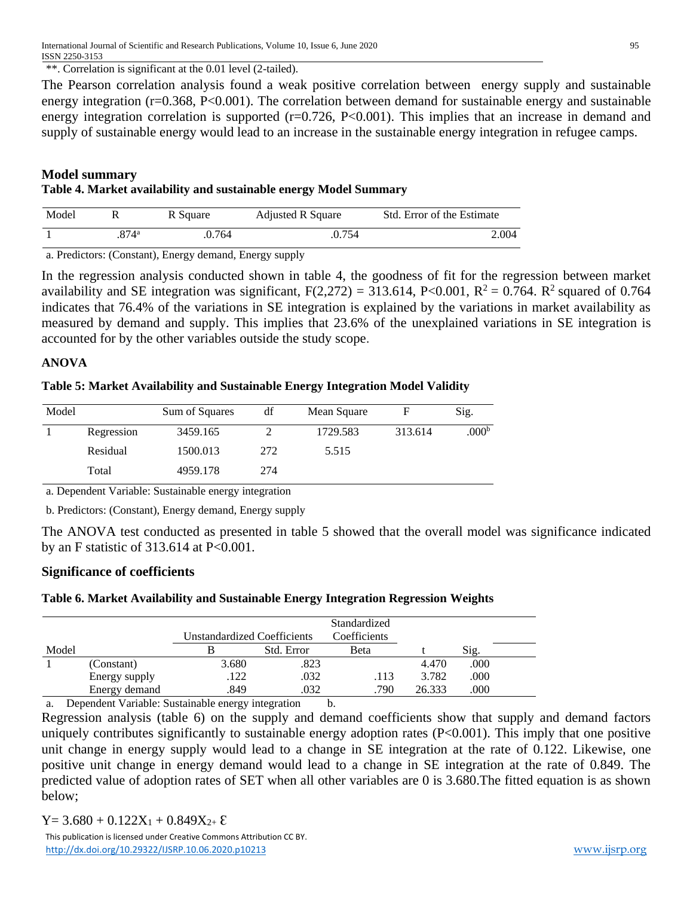**. Correlation is significant at the 0.01 level (2-tailed).

The Pearson correlation analysis found a weak positive correlation between energy supply and sustainable energy integration (r=0.368, P<0.001). The correlation between demand for sustainable energy and sustainable energy integration correlation is supported (r=0.726, P<0.001). This implies that an increase in demand and supply of sustainable energy would lead to an increase in the sustainable energy integration in refugee camps.

**Model summary**

**Table 4. Market availability and sustainable energy Model Summary**

| Model | R | R Square | Adjusted R Square | Std. Error of the Estimate |
|---|---|---|---|---|
| 1 | .874[a] | .0.764 | .0.754 | 2.004 |

a. Predictors: (Constant), Energy demand, Energy supply

In the regression analysis conducted shown in table 4, the goodness of fit for the regression between market availability and SE integration was significant, $F(2,272) = 313.614$, $P<0.001$, $R^2 = 0.764$. $R^2$ squared of 0.764 indicates that 76.4% of the variations in SE integration is explained by the variations in market availability as measured by demand and supply. This implies that 23.6% of the unexplained variations in SE integration is accounted for by the other variables outside the study scope.

**ANOVA**

**Table 5: Market Availability and Sustainable Energy Integration Model Validity**

| Model | | Sum of Squares | df | Mean Square | F | Sig. |
|---|---|---|---|---|---|---|
| 1 | Regression | 3459.165 | 2 | 1729.583 | 313.614 | .000[b] |
| | Residual | 1500.013 | 272 | 5.515 | | |
| | Total | 4959.178 | 274 | | | |

a. Dependent Variable: Sustainable energy integration

b. Predictors: (Constant), Energy demand, Energy supply

The ANOVA test conducted as presented in table 5 showed that the overall model was significance indicated by an F statistic of 313.614 at P<0.001.

**Significance of coefficients**

**Table 6. Market Availability and Sustainable Energy Integration Regression Weights**

| | | Unstandardized Coefficients | | Standardized Coefficients | | |
|---|---|---|---|---|---|---|
| Model | | B | Std. Error | Beta | t | Sig. |
| 1 | (Constant) | 3.680 | .823 | | 4.470 | .000 |
| | Energy supply | .122 | .032 | .113 | 3.782 | .000 |
| | Energy demand | .849 | .032 | .790 | 26.333 | .000 |

a. Dependent Variable: Sustainable energy integration b.

Regression analysis (table 6) on the supply and demand coefficients show that supply and demand factors uniquely contributes significantly to sustainable energy adoption rates (P<0.001). This imply that one positive unit change in energy supply would lead to a change in SE integration at the rate of 0.122. Likewise, one positive unit change in energy demand would lead to a change in SE integration at the rate of 0.849. The predicted value of adoption rates of SET when all other variables are 0 is 3.680.The fitted equation is as shown below;

$$Y= 3.680 + 0.122X_1 + 0.849X_2 + \mathcal{E}$$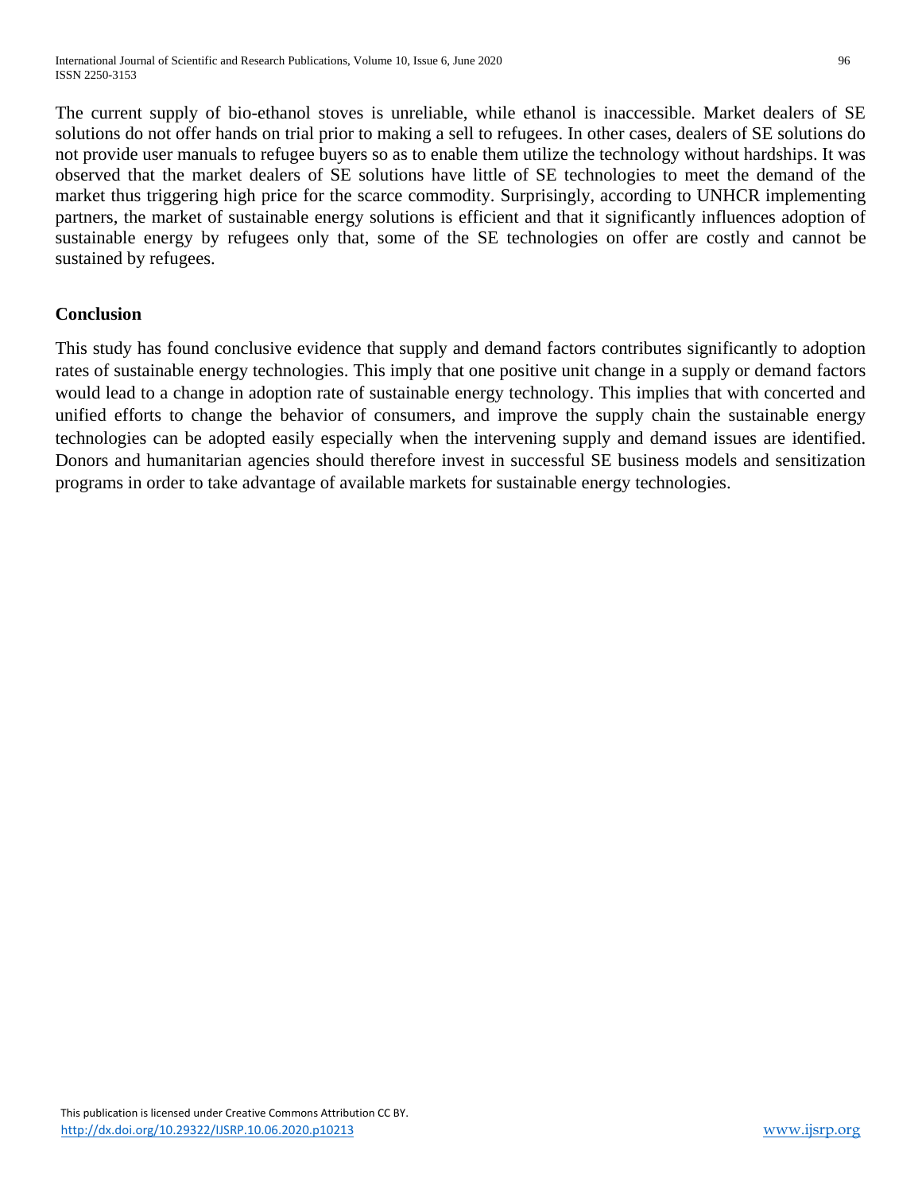The current supply of bio-ethanol stoves is unreliable, while ethanol is inaccessible. Market dealers of SE solutions do not offer hands on trial prior to making a sell to refugees. In other cases, dealers of SE solutions do not provide user manuals to refugee buyers so as to enable them utilize the technology without hardships. It was observed that the market dealers of SE solutions have little of SE technologies to meet the demand of the market thus triggering high price for the scarce commodity. Surprisingly, according to UNHCR implementing partners, the market of sustainable energy solutions is efficient and that it significantly influences adoption of sustainable energy by refugees only that, some of the SE technologies on offer are costly and cannot be sustained by refugees.

## Conclusion

This study has found conclusive evidence that supply and demand factors contributes significantly to adoption rates of sustainable energy technologies. This imply that one positive unit change in a supply or demand factors would lead to a change in adoption rate of sustainable energy technology. This implies that with concerted and unified efforts to change the behavior of consumers, and improve the supply chain the sustainable energy technologies can be adopted easily especially when the intervening supply and demand issues are identified. Donors and humanitarian agencies should therefore invest in successful SE business models and sensitization programs in order to take advantage of available markets for sustainable energy technologies.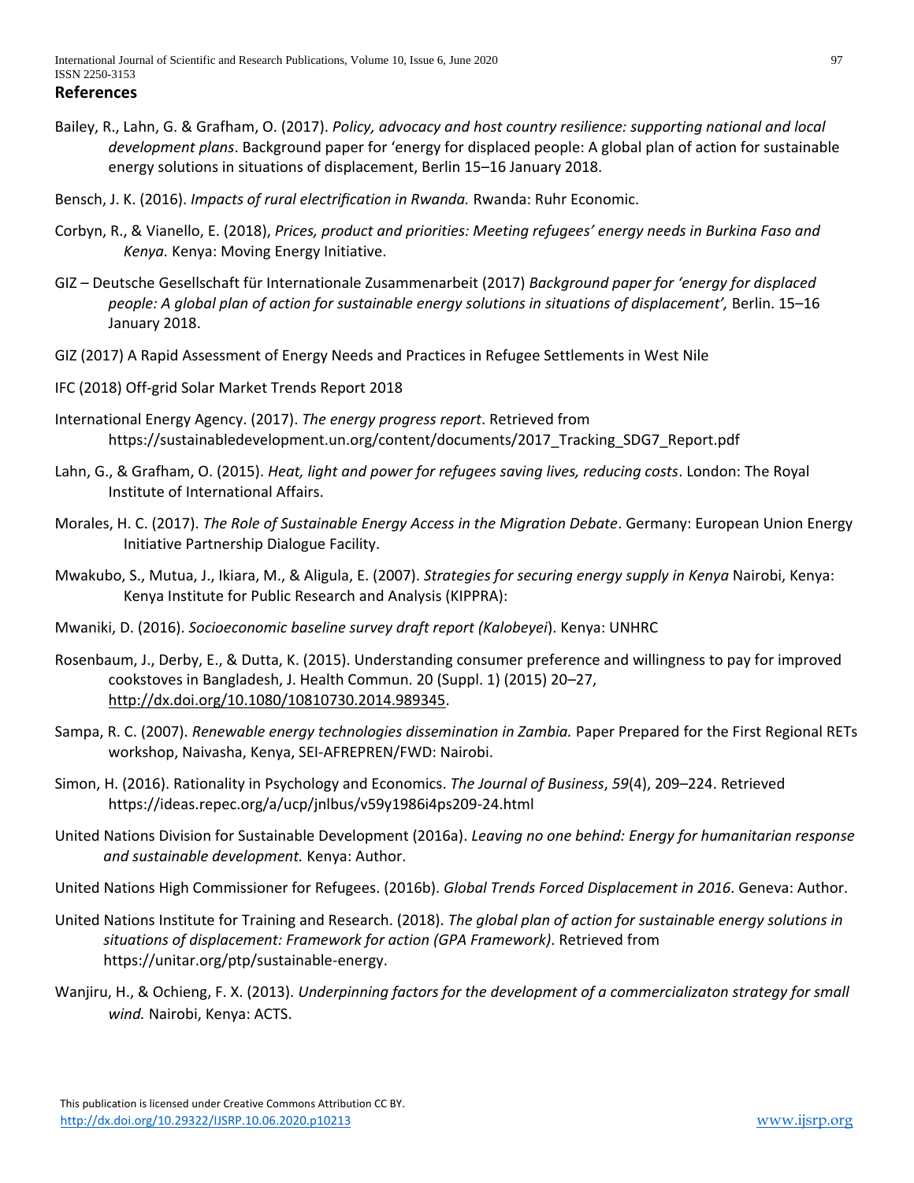## References

Bailey, R., Lahn, G. & Grafham, O. (2017). *Policy, advocacy and host country resilience: supporting national and local development plans*. Background paper for 'energy for displaced people: A global plan of action for sustainable energy solutions in situations of displacement, Berlin 15–16 January 2018.

Bensch, J. K. (2016). *Impacts of rural electrification in Rwanda.* Rwanda: Ruhr Economic.

Corbyn, R., & Vianello, E. (2018), *Prices, product and priorities: Meeting refugees' energy needs in Burkina Faso and Kenya.* Kenya: Moving Energy Initiative.

GIZ – Deutsche Gesellschaft für Internationale Zusammenarbeit (2017) *Background paper for 'energy for displaced people: A global plan of action for sustainable energy solutions in situations of displacement',* Berlin. 15–16 January 2018.

GIZ (2017) A Rapid Assessment of Energy Needs and Practices in Refugee Settlements in West Nile

IFC (2018) Off-grid Solar Market Trends Report 2018

International Energy Agency. (2017). *The energy progress report*. Retrieved from https://sustainabledevelopment.un.org/content/documents/2017_Tracking_SDG7_Report.pdf

Lahn, G., & Grafham, O. (2015). *Heat, light and power for refugees saving lives, reducing costs*. London: The Royal Institute of International Affairs.

Morales, H. C. (2017). *The Role of Sustainable Energy Access in the Migration Debate*. Germany: European Union Energy Initiative Partnership Dialogue Facility.

Mwakubo, S., Mutua, J., Ikiara, M., & Aligula, E. (2007). *Strategies for securing energy supply in Kenya* Nairobi, Kenya: Kenya Institute for Public Research and Analysis (KIPPRA):

Mwaniki, D. (2016). *Socioeconomic baseline survey draft report (Kalobeyei*). Kenya: UNHRC

Rosenbaum, J., Derby, E., & Dutta, K. (2015). Understanding consumer preference and willingness to pay for improved cookstoves in Bangladesh, J. Health Commun. 20 (Suppl. 1) (2015) 20–27, http://dx.doi.org/10.1080/10810730.2014.989345.

Sampa, R. C. (2007). *Renewable energy technologies dissemination in Zambia.* Paper Prepared for the First Regional RETs workshop, Naivasha, Kenya, SEI-AFREPREN/FWD: Nairobi.

Simon, H. (2016). Rationality in Psychology and Economics. *The Journal of Business*, *59*(4), 209–224. Retrieved https://ideas.repec.org/a/ucp/jnlbus/v59y1986i4ps209-24.html

United Nations Division for Sustainable Development (2016a). *Leaving no one behind: Energy for humanitarian response and sustainable development.* Kenya: Author.

United Nations High Commissioner for Refugees. (2016b). *Global Trends Forced Displacement in 2016*. Geneva: Author.

United Nations Institute for Training and Research. (2018). *The global plan of action for sustainable energy solutions in situations of displacement: Framework for action (GPA Framework)*. Retrieved from https://unitar.org/ptp/sustainable-energy.

Wanjiru, H., & Ochieng, F. X. (2013). *Underpinning factors for the development of a commercializaton strategy for small wind.* Nairobi, Kenya: ACTS.

This publication is licensed under Creative Commons Attribution CC BY.
http://dx.doi.org/10.29322/IJSRP.10.06.2020.p10213